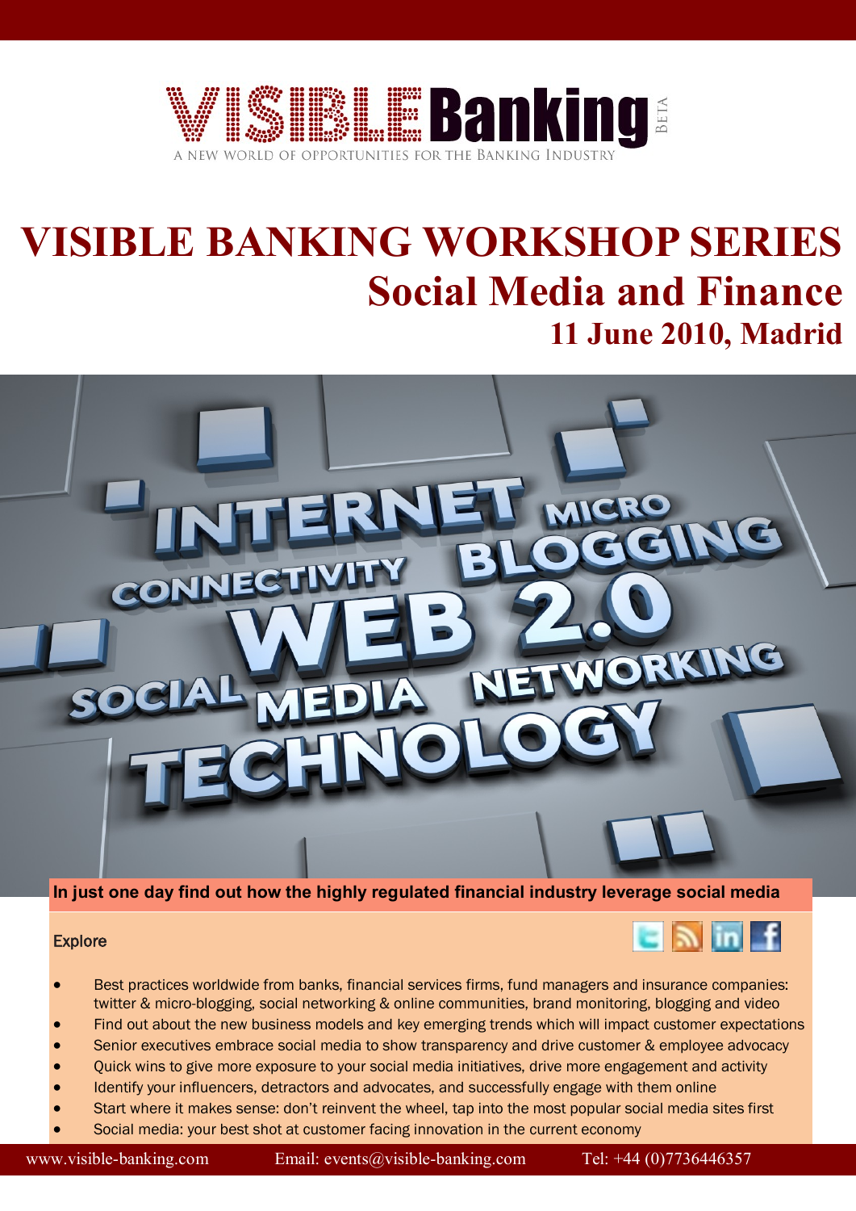VISIBLE Banking BETA

A NEW WORLD OF OPPORTUNITIES FOR THE BANKING INDUSTRY

# VISIBLE BANKING WORKSHOP SERIES

## Social Media and Finance

### 11 June 2010, Madrid

**In just one day find out how the highly regulated financial industry leverage social media**

Explore

- Best practices worldwide from banks, financial services firms, fund managers and insurance companies: twitter & micro-blogging, social networking & online communities, brand monitoring, blogging and video
- Find out about the new business models and key emerging trends which will impact customer expectations
- Senior executives embrace social media to show transparency and drive customer & employee advocacy
- Quick wins to give more exposure to your social media initiatives, drive more engagement and activity
- Identify your influencers, detractors and advocates, and successfully engage with them online
- Start where it makes sense: don't reinvent the wheel, tap into the most popular social media sites first
- Social media: your best shot at customer facing innovation in the current economy

www.visible-banking.com Email: events@visible-banking.com Tel: +44 (0)7736446357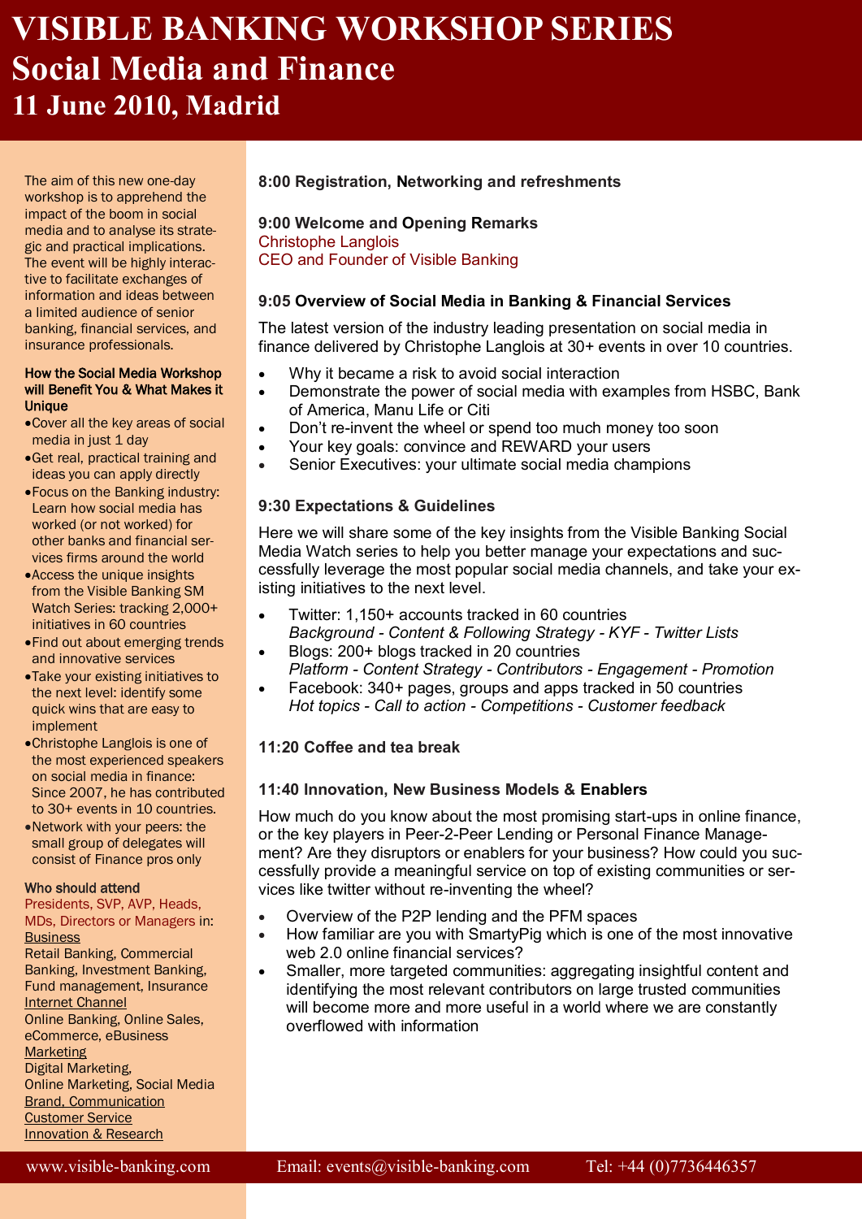# VISIBLE BANKING WORKSHOP SERIES
## Social Media and Finance
### 11 June 2010, Madrid

The aim of this new one-day workshop is to apprehend the impact of the boom in social media and to analyse its strategic and practical implications. The event will be highly interactive to facilitate exchanges of information and ideas between a limited audience of senior banking, financial services, and insurance professionals.

**How the Social Media Workshop will Benefit You & What Makes it Unique**

- Cover all the key areas of social media in just 1 day
- Get real, practical training and ideas you can apply directly
- Focus on the Banking industry: Learn how social media has worked (or not worked) for other banks and financial services firms around the world
- Access the unique insights from the Visible Banking SM Watch Series: tracking 2,000+ initiatives in 60 countries
- Find out about emerging trends and innovative services
- Take your existing initiatives to the next level: identify some quick wins that are easy to implement
- Christophe Langlois is one of the most experienced speakers on social media in finance: Since 2007, he has contributed to 30+ events in 10 countries.
- Network with your peers: the small group of delegates will consist of Finance pros only

**Who should attend**

Presidents, SVP, AVP, Heads, MDs, Directors or Managers in:

Business
Retail Banking, Commercial Banking, Investment Banking, Fund management, Insurance

Internet Channel
Online Banking, Online Sales, eCommerce, eBusiness

Marketing
Digital Marketing, Online Marketing, Social Media

Brand, Communication

Customer Service

Innovation & Research

**8:00 Registration, Networking and refreshments**

**9:00 Welcome and Opening Remarks**
Christophe Langlois
CEO and Founder of Visible Banking

**9:05 Overview of Social Media in Banking & Financial Services**

The latest version of the industry leading presentation on social media in finance delivered by Christophe Langlois at 30+ events in over 10 countries.

- Why it became a risk to avoid social interaction
- Demonstrate the power of social media with examples from HSBC, Bank of America, Manu Life or Citi
- Don't re-invent the wheel or spend too much money too soon
- Your key goals: convince and REWARD your users
- Senior Executives: your ultimate social media champions

**9:30 Expectations & Guidelines**

Here we will share some of the key insights from the Visible Banking Social Media Watch series to help you better manage your expectations and successfully leverage the most popular social media channels, and take your existing initiatives to the next level.

- Twitter: 1,150+ accounts tracked in 60 countries
  *Background - Content & Following Strategy - KYF - Twitter Lists*
- Blogs: 200+ blogs tracked in 20 countries
  *Platform - Content Strategy - Contributors - Engagement - Promotion*
- Facebook: 340+ pages, groups and apps tracked in 50 countries
  *Hot topics - Call to action - Competitions - Customer feedback*

**11:20 Coffee and tea break**

**11:40 Innovation, New Business Models & Enablers**

How much do you know about the most promising start-ups in online finance, or the key players in Peer-2-Peer Lending or Personal Finance Management? Are they disruptors or enablers for your business? How could you successfully provide a meaningful service on top of existing communities or services like twitter without re-inventing the wheel?

- Overview of the P2P lending and the PFM spaces
- How familiar are you with SmartyPig which is one of the most innovative web 2.0 online financial services?
- Smaller, more targeted communities: aggregating insightful content and identifying the most relevant contributors on large trusted communities will become more and more useful in a world where we are constantly overflowed with information

www.visible-banking.com Email: events@visible-banking.com Tel: +44 (0)7736446357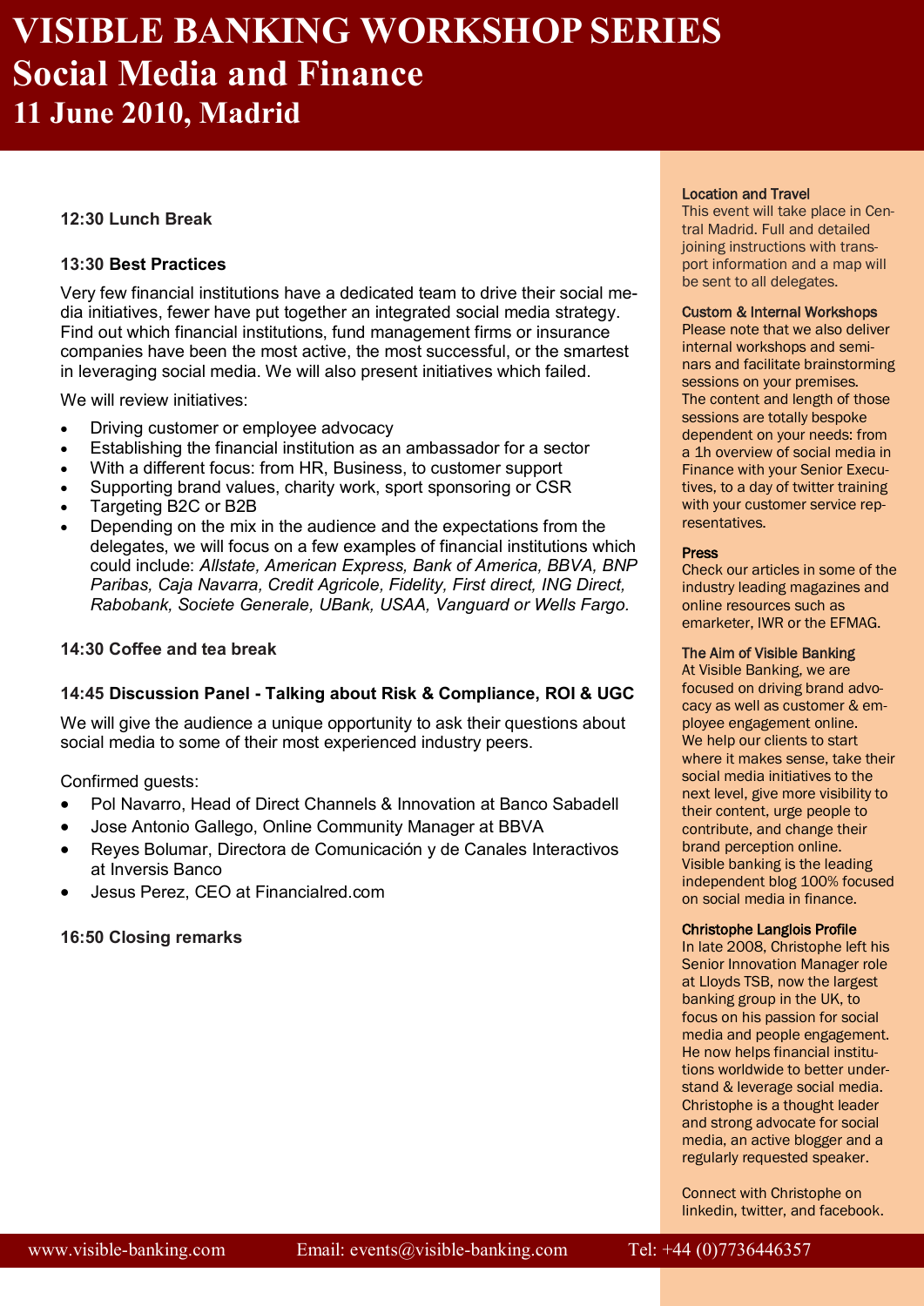# VISIBLE BANKING WORKSHOP SERIES
## Social Media and Finance
## 11 June 2010, Madrid

**12:30 Lunch Break**

**13:30 Best Practices**

Very few financial institutions have a dedicated team to drive their social media initiatives, fewer have put together an integrated social media strategy. Find out which financial institutions, fund management firms or insurance companies have been the most active, the most successful, or the smartest in leveraging social media. We will also present initiatives which failed.

We will review initiatives:

- Driving customer or employee advocacy
- Establishing the financial institution as an ambassador for a sector
- With a different focus: from HR, Business, to customer support
- Supporting brand values, charity work, sport sponsoring or CSR
- Targeting B2C or B2B
- Depending on the mix in the audience and the expectations from the delegates, we will focus on a few examples of financial institutions which could include: *Allstate, American Express, Bank of America, BBVA, BNP Paribas, Caja Navarra, Credit Agricole, Fidelity, First direct, ING Direct, Rabobank, Societe Generale, UBank, USAA, Vanguard or Wells Fargo.*

**14:30 Coffee and tea break**

**14:45 Discussion Panel - Talking about Risk & Compliance, ROI & UGC**

We will give the audience a unique opportunity to ask their questions about social media to some of their most experienced industry peers.

Confirmed guests:

- Pol Navarro, Head of Direct Channels & Innovation at Banco Sabadell
- Jose Antonio Gallego, Online Community Manager at BBVA
- Reyes Bolumar, Directora de Comunicación y de Canales Interactivos at Inversis Banco
- Jesus Perez, CEO at Financialred.com

**16:50 Closing remarks**

**Location and Travel**

This event will take place in Central Madrid. Full and detailed joining instructions with transport information and a map will be sent to all delegates.

**Custom & Internal Workshops**

Please note that we also deliver internal workshops and seminars and facilitate brainstorming sessions on your premises. The content and length of those sessions are totally bespoke dependent on your needs: from a 1h overview of social media in Finance with your Senior Executives, to a day of twitter training with your customer service representatives.

**Press**

Check our articles in some of the industry leading magazines and online resources such as emarketer, IWR or the EFMAG.

**The Aim of Visible Banking**

At Visible Banking, we are focused on driving brand advocacy as well as customer & employee engagement online. We help our clients to start where it makes sense, take their social media initiatives to the next level, give more visibility to their content, urge people to contribute, and change their brand perception online. Visible banking is the leading independent blog 100% focused on social media in finance.

**Christophe Langlois Profile**

In late 2008, Christophe left his Senior Innovation Manager role at Lloyds TSB, now the largest banking group in the UK, to focus on his passion for social media and people engagement. He now helps financial institutions worldwide to better understand & leverage social media. Christophe is a thought leader and strong advocate for social media, an active blogger and a regularly requested speaker.

Connect with Christophe on linkedin, twitter, and facebook.

www.visible-banking.com Email: events@visible-banking.com Tel: +44 (0)7736446357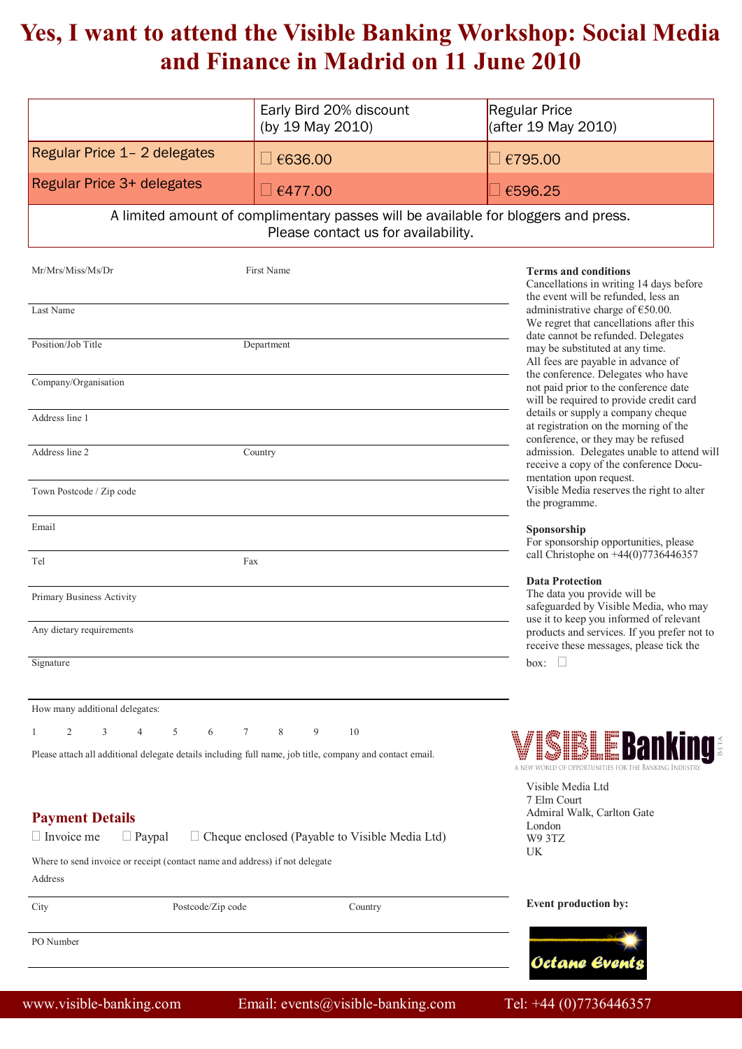# Yes, I want to attend the Visible Banking Workshop: Social Media and Finance in Madrid on 11 June 2010

| | Early Bird 20% discount (by 19 May 2010) | Regular Price (after 19 May 2010) |
|---|---|---|
| Regular Price 1– 2 delegates | ☐ €636.00 | ☐ €795.00 |
| Regular Price 3+ delegates | ☐ €477.00 | ☐ €596.25 |

A limited amount of complimentary passes will be available for bloggers and press. Please contact us for availability.

Mr/Mrs/Miss/Ms/Dr First Name

Last Name

Position/Job Title Department

Company/Organisation

Address line 1

Address line 2 Country

Town Postcode / Zip code

Email

Tel Fax

Primary Business Activity

Any dietary requirements

Signature

How many additional delegates:

1 2 3 4 5 6 7 8 9 10

Please attach all additional delegate details including full name, job title, company and contact email.

## Payment Details

☐ Invoice me ☐ Paypal ☐ Cheque enclosed (Payable to Visible Media Ltd)

Where to send invoice or receipt (contact name and address) if not delegate

Address

City Postcode/Zip code Country

PO Number

**Terms and conditions**

Cancellations in writing 14 days before the event will be refunded, less an administrative charge of €50.00.
We regret that cancellations after this date cannot be refunded. Delegates may be substituted at any time.
All fees are payable in advance of the conference. Delegates who have not paid prior to the conference date will be required to provide credit card details or supply a company cheque at registration on the morning of the conference, or they may be refused admission. Delegates unable to attend will receive a copy of the conference Documentation upon request.
Visible Media reserves the right to alter the programme.

**Sponsorship**

For sponsorship opportunities, please call Christophe on +44(0)7736446357

**Data Protection**

The data you provide will be safeguarded by Visible Media, who may use it to keep you informed of relevant products and services. If you prefer not to receive these messages, please tick the box: ☐

VISIBLE Banking BETA
A NEW WORLD OF OPPORTUNITIES FOR THE BANKING INDUSTRY

Visible Media Ltd
7 Elm Court
Admiral Walk, Carlton Gate
London
W9 3TZ
UK

**Event production by:**

Octane Events

www.visible-banking.com Email: events@visible-banking.com Tel: +44 (0)7736446357